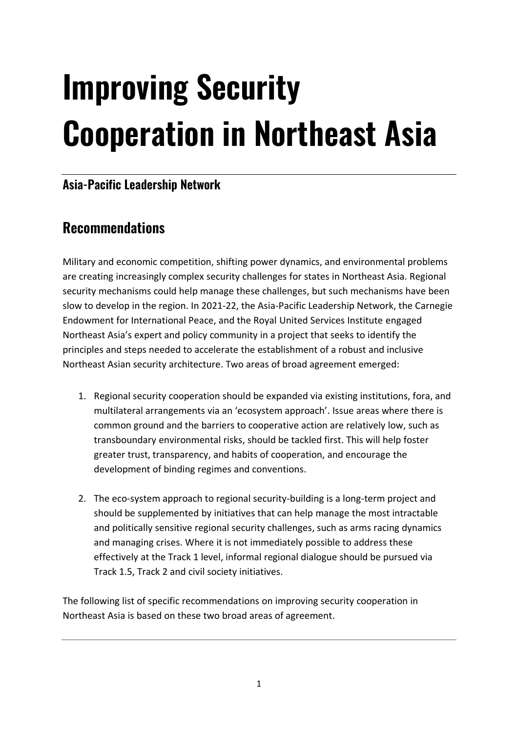# Improving Security Cooperation in Northeast Asia

### Asia-Pacific Leadership Network

## Recommendations

Military and economic competition, shifting power dynamics, and environmental problems are creating increasingly complex security challenges for states in Northeast Asia. Regional security mechanisms could help manage these challenges, but such mechanisms have been slow to develop in the region. In 2021-22, the Asia-Pacific Leadership Network, the Carnegie Endowment for International Peace, and the Royal United Services Institute engaged Northeast Asia's expert and policy community in a project that seeks to identify the principles and steps needed to accelerate the establishment of a robust and inclusive Northeast Asian security architecture. Two areas of broad agreement emerged:

1. Regional security cooperation should be expanded via existing institutions, fora, and multilateral arrangements via an 'ecosystem approach'. Issue areas where there is common ground and the barriers to cooperative action are relatively low, such as transboundary environmental risks, should be tackled first. This will help foster greater trust, transparency, and habits of cooperation, and encourage the development of binding regimes and conventions.

2. The eco-system approach to regional security-building is a long-term project and should be supplemented by initiatives that can help manage the most intractable and politically sensitive regional security challenges, such as arms racing dynamics and managing crises. Where it is not immediately possible to address these effectively at the Track 1 level, informal regional dialogue should be pursued via Track 1.5, Track 2 and civil society initiatives.

The following list of specific recommendations on improving security cooperation in Northeast Asia is based on these two broad areas of agreement.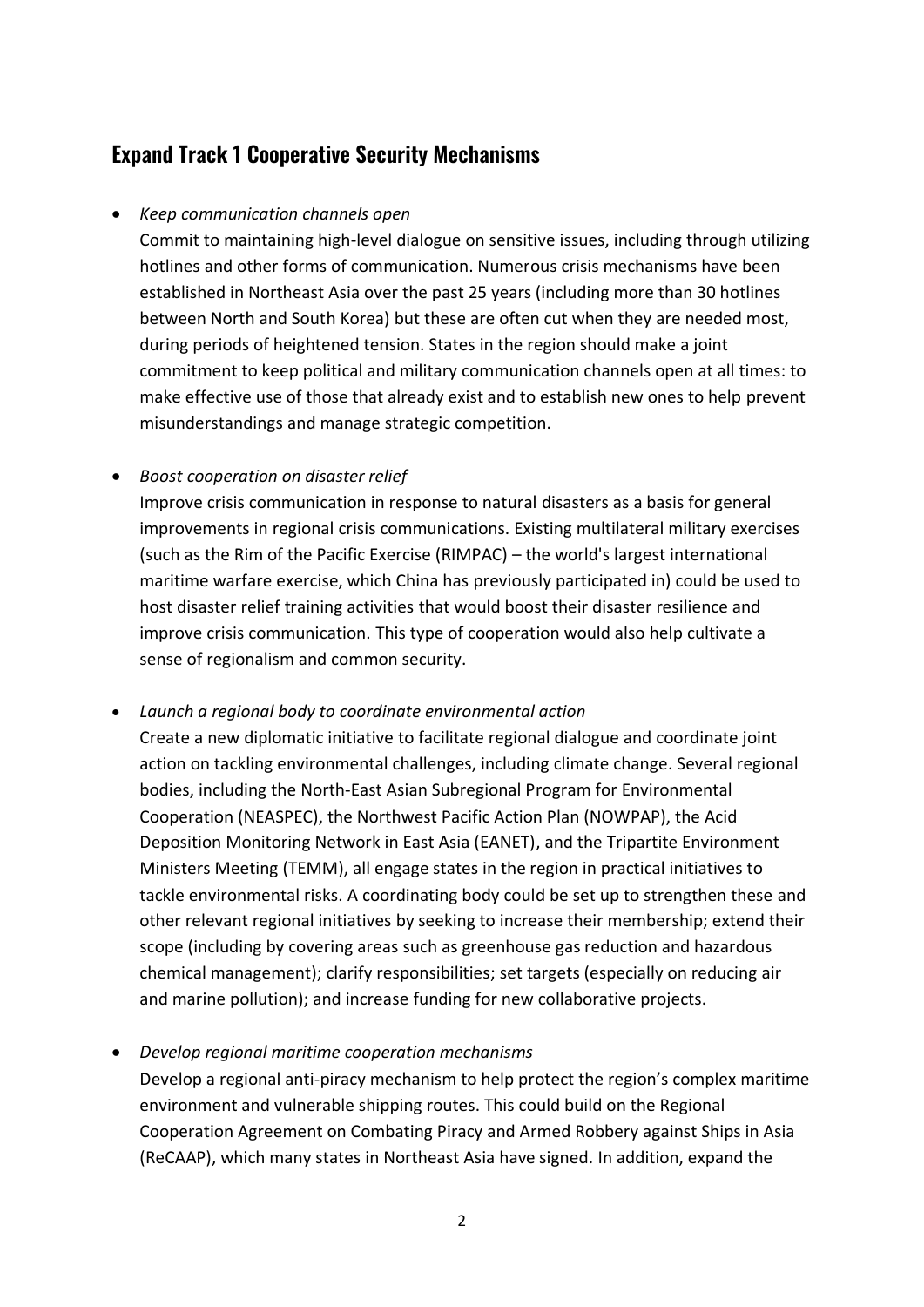## Expand Track 1 Cooperative Security Mechanisms

- *Keep communication channels open*
  Commit to maintaining high-level dialogue on sensitive issues, including through utilizing hotlines and other forms of communication. Numerous crisis mechanisms have been established in Northeast Asia over the past 25 years (including more than 30 hotlines between North and South Korea) but these are often cut when they are needed most, during periods of heightened tension. States in the region should make a joint commitment to keep political and military communication channels open at all times: to make effective use of those that already exist and to establish new ones to help prevent misunderstandings and manage strategic competition.

- *Boost cooperation on disaster relief*
  Improve crisis communication in response to natural disasters as a basis for general improvements in regional crisis communications. Existing multilateral military exercises (such as the Rim of the Pacific Exercise (RIMPAC) – the world's largest international maritime warfare exercise, which China has previously participated in) could be used to host disaster relief training activities that would boost their disaster resilience and improve crisis communication. This type of cooperation would also help cultivate a sense of regionalism and common security.

- *Launch a regional body to coordinate environmental action*
  Create a new diplomatic initiative to facilitate regional dialogue and coordinate joint action on tackling environmental challenges, including climate change. Several regional bodies, including the North-East Asian Subregional Program for Environmental Cooperation (NEASPEC), the Northwest Pacific Action Plan (NOWPAP), the Acid Deposition Monitoring Network in East Asia (EANET), and the Tripartite Environment Ministers Meeting (TEMM), all engage states in the region in practical initiatives to tackle environmental risks. A coordinating body could be set up to strengthen these and other relevant regional initiatives by seeking to increase their membership; extend their scope (including by covering areas such as greenhouse gas reduction and hazardous chemical management); clarify responsibilities; set targets (especially on reducing air and marine pollution); and increase funding for new collaborative projects.

- *Develop regional maritime cooperation mechanisms*
  Develop a regional anti-piracy mechanism to help protect the region's complex maritime environment and vulnerable shipping routes. This could build on the Regional Cooperation Agreement on Combating Piracy and Armed Robbery against Ships in Asia (ReCAAP), which many states in Northeast Asia have signed. In addition, expand the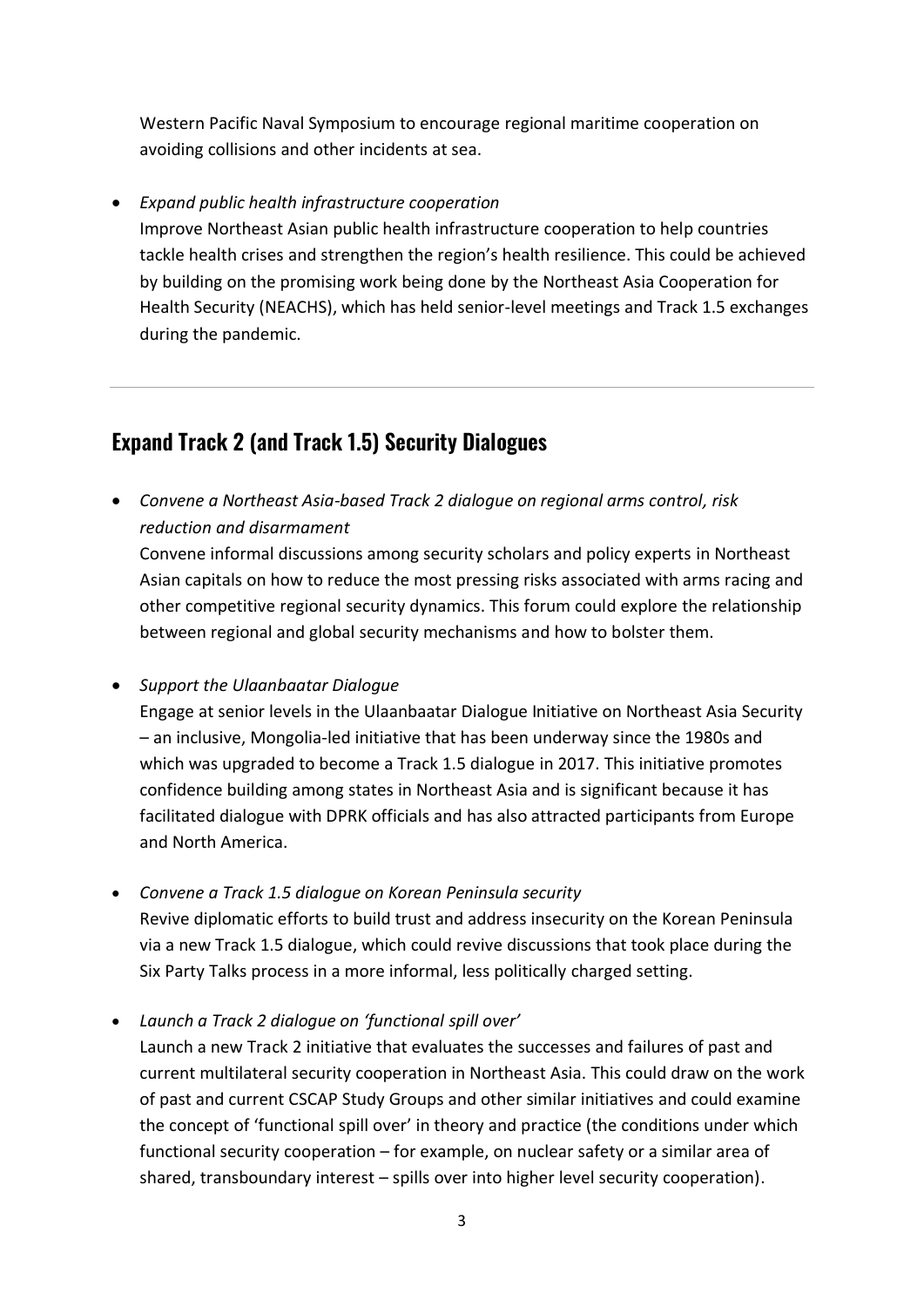Western Pacific Naval Symposium to encourage regional maritime cooperation on avoiding collisions and other incidents at sea.

- *Expand public health infrastructure cooperation*
  Improve Northeast Asian public health infrastructure cooperation to help countries tackle health crises and strengthen the region's health resilience. This could be achieved by building on the promising work being done by the Northeast Asia Cooperation for Health Security (NEACHS), which has held senior-level meetings and Track 1.5 exchanges during the pandemic.

---

## Expand Track 2 (and Track 1.5) Security Dialogues

- *Convene a Northeast Asia-based Track 2 dialogue on regional arms control, risk reduction and disarmament*
  Convene informal discussions among security scholars and policy experts in Northeast Asian capitals on how to reduce the most pressing risks associated with arms racing and other competitive regional security dynamics. This forum could explore the relationship between regional and global security mechanisms and how to bolster them.

- *Support the Ulaanbaatar Dialogue*
  Engage at senior levels in the Ulaanbaatar Dialogue Initiative on Northeast Asia Security – an inclusive, Mongolia-led initiative that has been underway since the 1980s and which was upgraded to become a Track 1.5 dialogue in 2017. This initiative promotes confidence building among states in Northeast Asia and is significant because it has facilitated dialogue with DPRK officials and has also attracted participants from Europe and North America.

- *Convene a Track 1.5 dialogue on Korean Peninsula security*
  Revive diplomatic efforts to build trust and address insecurity on the Korean Peninsula via a new Track 1.5 dialogue, which could revive discussions that took place during the Six Party Talks process in a more informal, less politically charged setting.

- *Launch a Track 2 dialogue on 'functional spill over'*
  Launch a new Track 2 initiative that evaluates the successes and failures of past and current multilateral security cooperation in Northeast Asia. This could draw on the work of past and current CSCAP Study Groups and other similar initiatives and could examine the concept of 'functional spill over' in theory and practice (the conditions under which functional security cooperation – for example, on nuclear safety or a similar area of shared, transboundary interest – spills over into higher level security cooperation).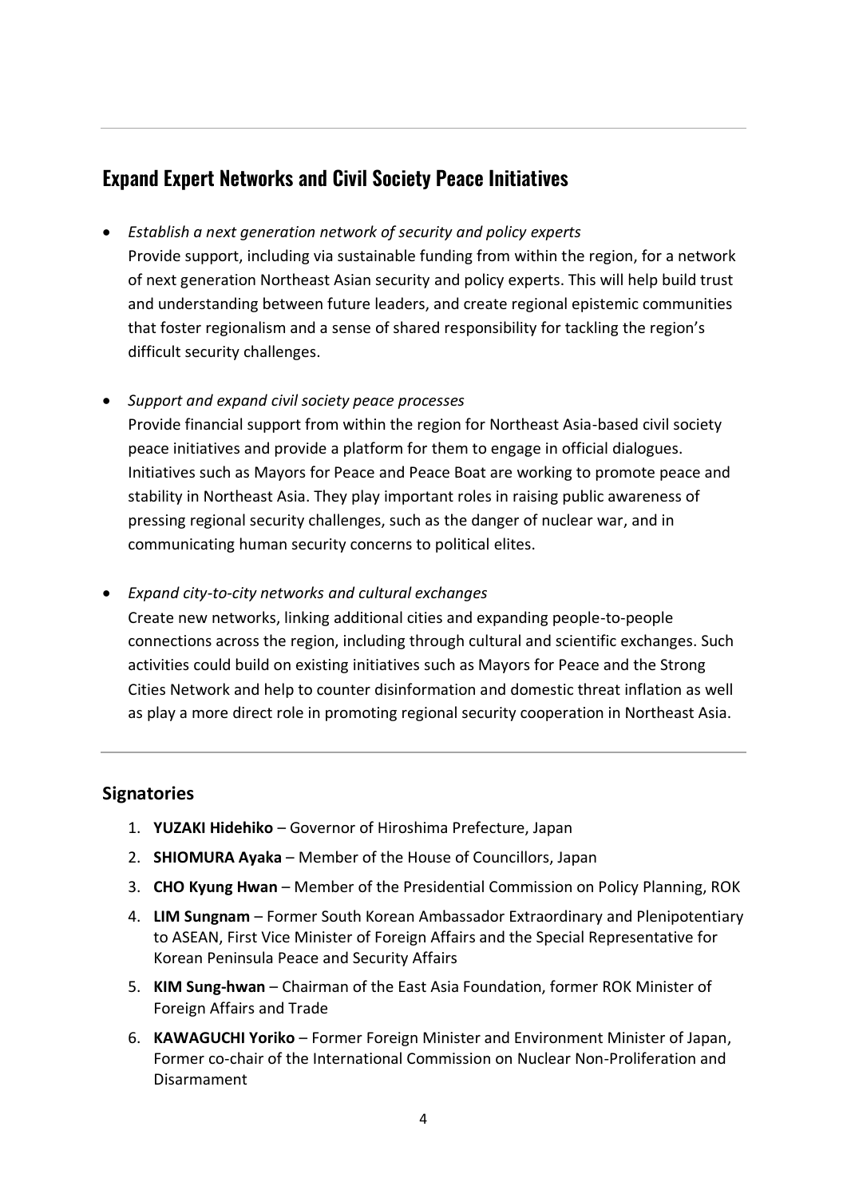## Expand Expert Networks and Civil Society Peace Initiatives

- *Establish a next generation network of security and policy experts*
  Provide support, including via sustainable funding from within the region, for a network of next generation Northeast Asian security and policy experts. This will help build trust and understanding between future leaders, and create regional epistemic communities that foster regionalism and a sense of shared responsibility for tackling the region's difficult security challenges.

- *Support and expand civil society peace processes*
  Provide financial support from within the region for Northeast Asia-based civil society peace initiatives and provide a platform for them to engage in official dialogues. Initiatives such as Mayors for Peace and Peace Boat are working to promote peace and stability in Northeast Asia. They play important roles in raising public awareness of pressing regional security challenges, such as the danger of nuclear war, and in communicating human security concerns to political elites.

- *Expand city-to-city networks and cultural exchanges*
  Create new networks, linking additional cities and expanding people-to-people connections across the region, including through cultural and scientific exchanges. Such activities could build on existing initiatives such as Mayors for Peace and the Strong Cities Network and help to counter disinformation and domestic threat inflation as well as play a more direct role in promoting regional security cooperation in Northeast Asia.

## Signatories

1. **YUZAKI Hidehiko** – Governor of Hiroshima Prefecture, Japan
2. **SHIOMURA Ayaka** – Member of the House of Councillors, Japan
3. **CHO Kyung Hwan** – Member of the Presidential Commission on Policy Planning, ROK
4. **LIM Sungnam** – Former South Korean Ambassador Extraordinary and Plenipotentiary to ASEAN, First Vice Minister of Foreign Affairs and the Special Representative for Korean Peninsula Peace and Security Affairs
5. **KIM Sung-hwan** – Chairman of the East Asia Foundation, former ROK Minister of Foreign Affairs and Trade
6. **KAWAGUCHI Yoriko** – Former Foreign Minister and Environment Minister of Japan, Former co-chair of the International Commission on Nuclear Non-Proliferation and Disarmament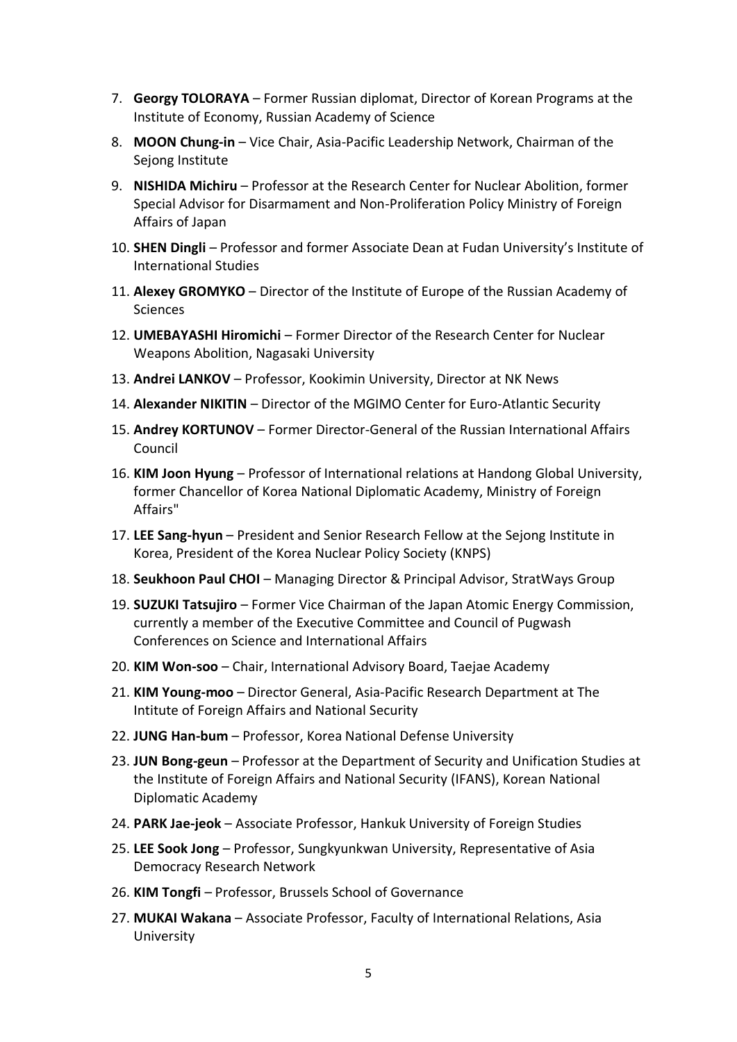7. **Georgy TOLORAYA** – Former Russian diplomat, Director of Korean Programs at the Institute of Economy, Russian Academy of Science
8. **MOON Chung-in** – Vice Chair, Asia-Pacific Leadership Network, Chairman of the Sejong Institute
9. **NISHIDA Michiru** – Professor at the Research Center for Nuclear Abolition, former Special Advisor for Disarmament and Non-Proliferation Policy Ministry of Foreign Affairs of Japan
10. **SHEN Dingli** – Professor and former Associate Dean at Fudan University's Institute of International Studies
11. **Alexey GROMYKO** – Director of the Institute of Europe of the Russian Academy of Sciences
12. **UMEBAYASHI Hiromichi** – Former Director of the Research Center for Nuclear Weapons Abolition, Nagasaki University
13. **Andrei LANKOV** – Professor, Kookimin University, Director at NK News
14. **Alexander NIKITIN** – Director of the MGIMO Center for Euro-Atlantic Security
15. **Andrey KORTUNOV** – Former Director-General of the Russian International Affairs Council
16. **KIM Joon Hyung** – Professor of International relations at Handong Global University, former Chancellor of Korea National Diplomatic Academy, Ministry of Foreign Affairs"
17. **LEE Sang-hyun** – President and Senior Research Fellow at the Sejong Institute in Korea, President of the Korea Nuclear Policy Society (KNPS)
18. **Seukhoon Paul CHOI** – Managing Director & Principal Advisor, StratWays Group
19. **SUZUKI Tatsujiro** – Former Vice Chairman of the Japan Atomic Energy Commission, currently a member of the Executive Committee and Council of Pugwash Conferences on Science and International Affairs
20. **KIM Won-soo** – Chair, International Advisory Board, Taejae Academy
21. **KIM Young-moo** – Director General, Asia-Pacific Research Department at The Intitute of Foreign Affairs and National Security
22. **JUNG Han-bum** – Professor, Korea National Defense University
23. **JUN Bong-geun** – Professor at the Department of Security and Unification Studies at the Institute of Foreign Affairs and National Security (IFANS), Korean National Diplomatic Academy
24. **PARK Jae-jeok** – Associate Professor, Hankuk University of Foreign Studies
25. **LEE Sook Jong** – Professor, Sungkyunkwan University, Representative of Asia Democracy Research Network
26. **KIM Tongfi** – Professor, Brussels School of Governance
27. **MUKAI Wakana** – Associate Professor, Faculty of International Relations, Asia University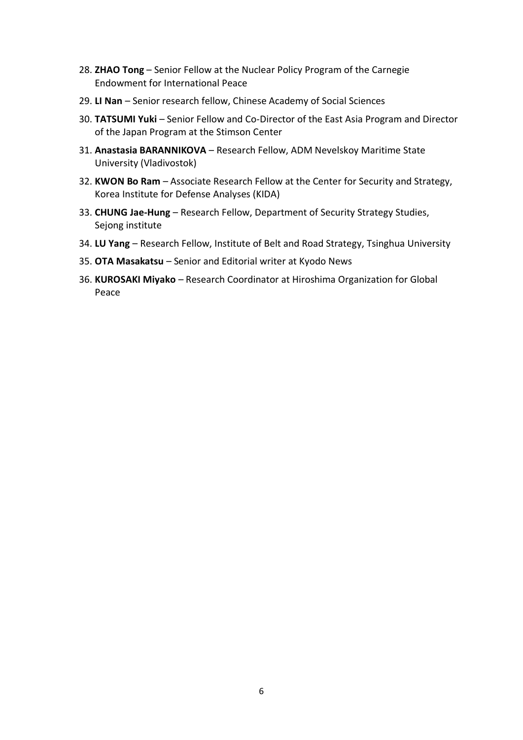28. **ZHAO Tong** – Senior Fellow at the Nuclear Policy Program of the Carnegie Endowment for International Peace
29. **LI Nan** – Senior research fellow, Chinese Academy of Social Sciences
30. **TATSUMI Yuki** – Senior Fellow and Co-Director of the East Asia Program and Director of the Japan Program at the Stimson Center
31. **Anastasia BARANNIKOVA** – Research Fellow, ADM Nevelskoy Maritime State University (Vladivostok)
32. **KWON Bo Ram** – Associate Research Fellow at the Center for Security and Strategy, Korea Institute for Defense Analyses (KIDA)
33. **CHUNG Jae-Hung** – Research Fellow, Department of Security Strategy Studies, Sejong institute
34. **LU Yang** – Research Fellow, Institute of Belt and Road Strategy, Tsinghua University
35. **OTA Masakatsu** – Senior and Editorial writer at Kyodo News
36. **KUROSAKI Miyako** – Research Coordinator at Hiroshima Organization for Global Peace